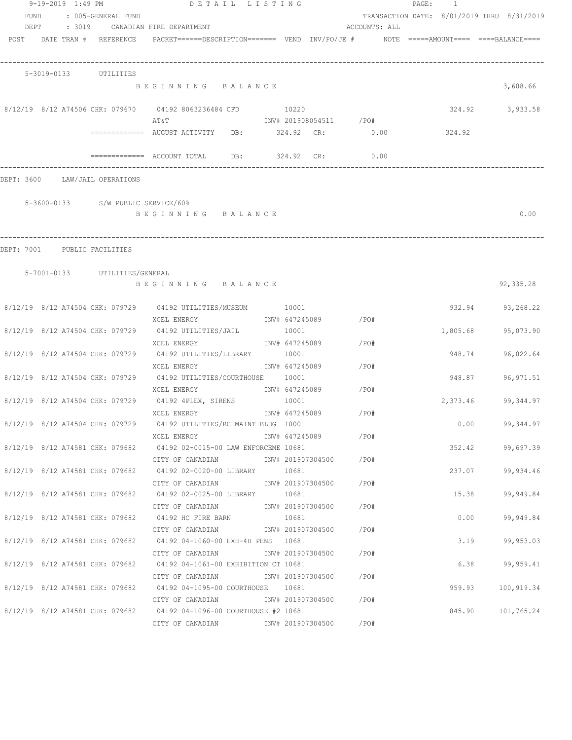9-19-2019 1:49 PM DETAIL LISTING

FUND : 005-GENERAL FUND TRANSACTION DATE: 8/01/2019 THRU 8/31/2019

DEPT : 3019 CANADIAN FIRE DEPARTMENT ACCOUNTS: ALL

| POST | DATE | TRAN # | REFERENCE | PACKET======DESCRIPTION======= | VEND | INV/PO/JE # | NOTE | =====AMOUNT==== | ====BALANCE==== |
|---|---|---|---|---|---|---|---|---|---|

**5-3019-0133 UTILITIES**

| POST | DATE | TRAN # | REFERENCE | DESCRIPTION | VEND | INV/PO/JE # | AMOUNT | BALANCE |
|---|---|---|---|---|---|---|---|---|
| | | | | BEGINNING BALANCE | | | | 3,608.66 |
| 8/12/19 | 8/12 | A74506 | CHK: 079670 | 04192 8063236484 CFD / AT&T | 10220 | INV# 201908054511 /PO# | 324.92 | 3,933.58 |

============= AUGUST ACTIVITY DB: 324.92 CR: 0.00 324.92

============= ACCOUNT TOTAL DB: 324.92 CR: 0.00

DEPT: 3600 LAW/JAIL OPERATIONS

**5-3600-0133 S/W PUBLIC SERVICE/60%**

BEGINNING BALANCE 0.00

DEPT: 7001 PUBLIC FACILITIES

**5-7001-0133 UTILITIES/GENERAL**

| POST | DATE | TRAN # | REFERENCE | DESCRIPTION | VEND | INV/PO/JE # | AMOUNT | BALANCE |
|---|---|---|---|---|---|---|---|---|
| | | | | BEGINNING BALANCE | | | | 92,335.28 |
| 8/12/19 | 8/12 | A74504 | CHK: 079729 | 04192 UTILITIES/MUSEUM / XCEL ENERGY | 10001 | INV# 647245089 /PO# | 932.94 | 93,268.22 |
| 8/12/19 | 8/12 | A74504 | CHK: 079729 | 04192 UTILITIES/JAIL / XCEL ENERGY | 10001 | INV# 647245089 /PO# | 1,805.68 | 95,073.90 |
| 8/12/19 | 8/12 | A74504 | CHK: 079729 | 04192 UTILITIES/LIBRARY / XCEL ENERGY | 10001 | INV# 647245089 /PO# | 948.74 | 96,022.64 |
| 8/12/19 | 8/12 | A74504 | CHK: 079729 | 04192 UTILITIES/COURTHOUSE / XCEL ENERGY | 10001 | INV# 647245089 /PO# | 948.87 | 96,971.51 |
| 8/12/19 | 8/12 | A74504 | CHK: 079729 | 04192 4PLEX, SIRENS / XCEL ENERGY | 10001 | INV# 647245089 /PO# | 2,373.46 | 99,344.97 |
| 8/12/19 | 8/12 | A74504 | CHK: 079729 | 04192 UTILITIES/RC MAINT BLDG / XCEL ENERGY | 10001 | INV# 647245089 /PO# | 0.00 | 99,344.97 |
| 8/12/19 | 8/12 | A74581 | CHK: 079682 | 04192 02-0015-00 LAW ENFORCEME / CITY OF CANADIAN | 10681 | INV# 201907304500 /PO# | 352.42 | 99,697.39 |
| 8/12/19 | 8/12 | A74581 | CHK: 079682 | 04192 02-0020-00 LIBRARY / CITY OF CANADIAN | 10681 | INV# 201907304500 /PO# | 237.07 | 99,934.46 |
| 8/12/19 | 8/12 | A74581 | CHK: 079682 | 04192 02-0025-00 LIBRARY / CITY OF CANADIAN | 10681 | INV# 201907304500 /PO# | 15.38 | 99,949.84 |
| 8/12/19 | 8/12 | A74581 | CHK: 079682 | 04192 HC FIRE BARN / CITY OF CANADIAN | 10681 | INV# 201907304500 /PO# | 0.00 | 99,949.84 |
| 8/12/19 | 8/12 | A74581 | CHK: 079682 | 04192 04-1060-00 EXH-4H PENS / CITY OF CANADIAN | 10681 | INV# 201907304500 /PO# | 3.19 | 99,953.03 |
| 8/12/19 | 8/12 | A74581 | CHK: 079682 | 04192 04-1061-00 EXHIBITION CT / CITY OF CANADIAN | 10681 | INV# 201907304500 /PO# | 6.38 | 99,959.41 |
| 8/12/19 | 8/12 | A74581 | CHK: 079682 | 04192 04-1095-00 COURTHOUSE / CITY OF CANADIAN | 10681 | INV# 201907304500 /PO# | 959.93 | 100,919.34 |
| 8/12/19 | 8/12 | A74581 | CHK: 079682 | 04192 04-1096-00 COURTHOUSE #2 / CITY OF CANADIAN | 10681 | INV# 201907304500 /PO# | 845.90 | 101,765.24 |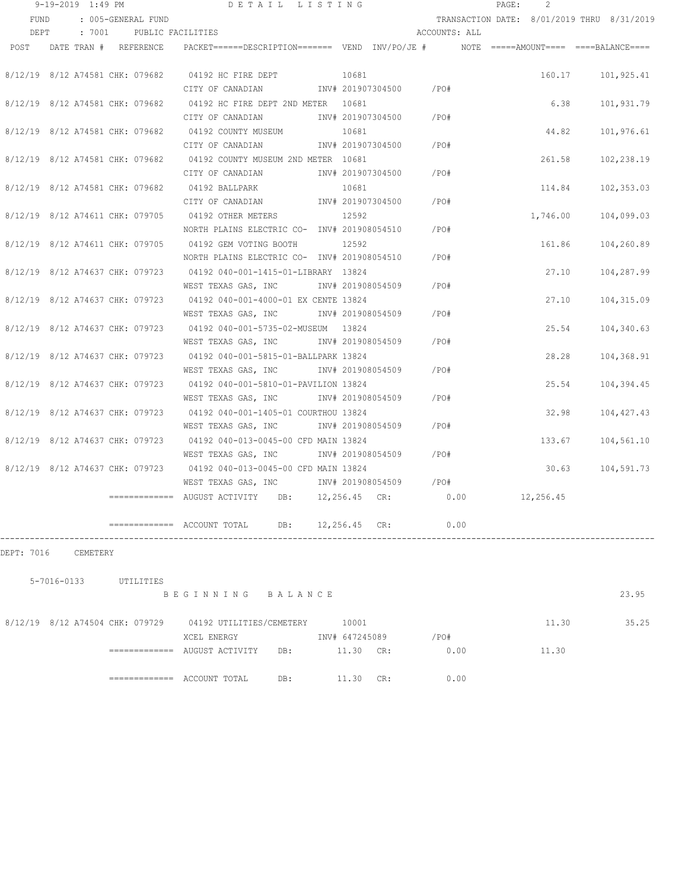9-19-2019 1:49 PM — DETAIL LISTING

FUND : 005-GENERAL FUND — TRANSACTION DATE: 8/01/2019 THRU 8/31/2019

DEPT : 7001 PUBLIC FACILITIES — ACCOUNTS: ALL

| POST | DATE | TRAN # | REFERENCE | PACKET======DESCRIPTION======= | VEND | INV/PO/JE # | NOTE | =====AMOUNT==== | ====BALANCE==== |
|---|---|---|---|---|---|---|---|---|---|
| 8/12/19 | 8/12 | A74581 | CHK: 079682 | 04192 HC FIRE DEPT / CITY OF CANADIAN | 10681 | INV# 201907304500 /PO# | | 160.17 | 101,925.41 |
| 8/12/19 | 8/12 | A74581 | CHK: 079682 | 04192 HC FIRE DEPT 2ND METER / CITY OF CANADIAN | 10681 | INV# 201907304500 /PO# | | 6.38 | 101,931.79 |
| 8/12/19 | 8/12 | A74581 | CHK: 079682 | 04192 COUNTY MUSEUM / CITY OF CANADIAN | 10681 | INV# 201907304500 /PO# | | 44.82 | 101,976.61 |
| 8/12/19 | 8/12 | A74581 | CHK: 079682 | 04192 COUNTY MUSEUM 2ND METER / CITY OF CANADIAN | 10681 | INV# 201907304500 /PO# | | 261.58 | 102,238.19 |
| 8/12/19 | 8/12 | A74581 | CHK: 079682 | 04192 BALLPARK / CITY OF CANADIAN | 10681 | INV# 201907304500 /PO# | | 114.84 | 102,353.03 |
| 8/12/19 | 8/12 | A74611 | CHK: 079705 | 04192 OTHER METERS / NORTH PLAINS ELECTRIC CO- | 12592 | INV# 201908054510 /PO# | | 1,746.00 | 104,099.03 |
| 8/12/19 | 8/12 | A74611 | CHK: 079705 | 04192 GEM VOTING BOOTH / NORTH PLAINS ELECTRIC CO- | 12592 | INV# 201908054510 /PO# | | 161.86 | 104,260.89 |
| 8/12/19 | 8/12 | A74637 | CHK: 079723 | 04192 040-001-1415-01-LIBRARY / WEST TEXAS GAS, INC | 13824 | INV# 201908054509 /PO# | | 27.10 | 104,287.99 |
| 8/12/19 | 8/12 | A74637 | CHK: 079723 | 04192 040-001-4000-01 EX CENTE / WEST TEXAS GAS, INC | 13824 | INV# 201908054509 /PO# | | 27.10 | 104,315.09 |
| 8/12/19 | 8/12 | A74637 | CHK: 079723 | 04192 040-001-5735-02-MUSEUM / WEST TEXAS GAS, INC | 13824 | INV# 201908054509 /PO# | | 25.54 | 104,340.63 |
| 8/12/19 | 8/12 | A74637 | CHK: 079723 | 04192 040-001-5815-01-BALLPARK / WEST TEXAS GAS, INC | 13824 | INV# 201908054509 /PO# | | 28.28 | 104,368.91 |
| 8/12/19 | 8/12 | A74637 | CHK: 079723 | 04192 040-001-5810-01-PAVILION / WEST TEXAS GAS, INC | 13824 | INV# 201908054509 /PO# | | 25.54 | 104,394.45 |
| 8/12/19 | 8/12 | A74637 | CHK: 079723 | 04192 040-001-1405-01 COURTHOU / WEST TEXAS GAS, INC | 13824 | INV# 201908054509 /PO# | | 32.98 | 104,427.43 |
| 8/12/19 | 8/12 | A74637 | CHK: 079723 | 04192 040-013-0045-00 CFD MAIN / WEST TEXAS GAS, INC | 13824 | INV# 201908054509 /PO# | | 133.67 | 104,561.10 |
| 8/12/19 | 8/12 | A74637 | CHK: 079723 | 04192 040-013-0045-00 CFD MAIN / WEST TEXAS GAS, INC | 13824 | INV# 201908054509 /PO# | | 30.63 | 104,591.73 |

============= AUGUST ACTIVITY DB: 12,256.45 CR: 0.00 12,256.45

============= ACCOUNT TOTAL DB: 12,256.45 CR: 0.00

---

DEPT: 7016 CEMETERY

5-7016-0133 UTILITIES

B E G I N N I N G   B A L A N C E — 23.95

| POST | DATE | TRAN # | REFERENCE | PACKET======DESCRIPTION======= | VEND | INV/PO/JE # | NOTE | =====AMOUNT==== | ====BALANCE==== |
|---|---|---|---|---|---|---|---|---|---|
| 8/12/19 | 8/12 | A74504 | CHK: 079729 | 04192 UTILITIES/CEMETERY / XCEL ENERGY | 10001 | INV# 647245089 /PO# | | 11.30 | 35.25 |

============= AUGUST ACTIVITY DB: 11.30 CR: 0.00 11.30

============= ACCOUNT TOTAL DB: 11.30 CR: 0.00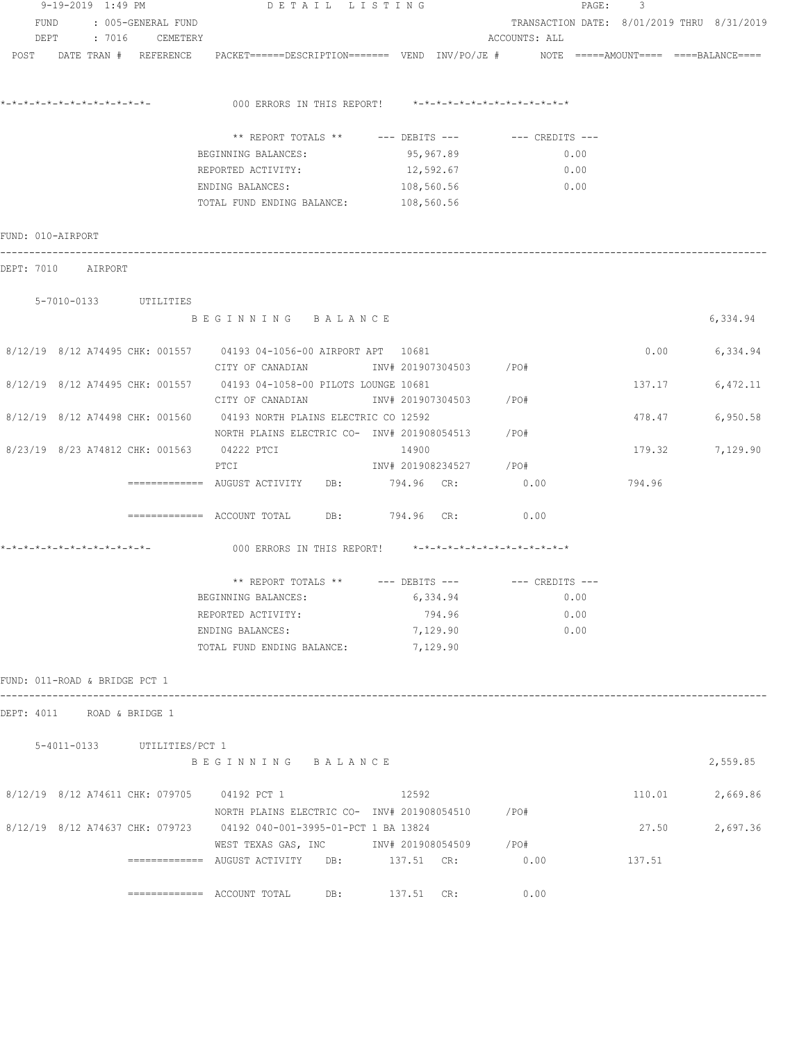FUND : 005-GENERAL FUND
DEPT : 7016 CEMETERY

TRANSACTION DATE: 8/01/2019 THRU 8/31/2019
ACCOUNTS: ALL

POST DATE TRAN # REFERENCE PACKET======DESCRIPTION======= VEND INV/PO/JE # NOTE =====AMOUNT==== ====BALANCE====

*-*-*-*-*-*-*-*-*-*-*-*-*- 000 ERRORS IN THIS REPORT! *-*-*-*-*-*-*-*-*-*-*-*-*-*

| ** REPORT TOTALS ** | --- DEBITS --- | --- CREDITS --- |
|---|---|---|
| BEGINNING BALANCES: | 95,967.89 | 0.00 |
| REPORTED ACTIVITY: | 12,592.67 | 0.00 |
| ENDING BALANCES: | 108,560.56 | 0.00 |
| TOTAL FUND ENDING BALANCE: | 108,560.56 | |

FUND: 010-AIRPORT

DEPT: 7010 AIRPORT

5-7010-0133 UTILITIES

B E G I N N I N G B A L A N C E 6,334.94

| POST | DATE TRAN # | REFERENCE | PACKET / DESCRIPTION | VEND | INV/PO/JE # | AMOUNT | BALANCE |
|---|---|---|---|---|---|---|---|
| 8/12/19 | 8/12 A74495 | CHK: 001557 | 04193 04-1056-00 AIRPORT APT / CITY OF CANADIAN | 10681 | INV# 201907304503 /PO# | 0.00 | 6,334.94 |
| 8/12/19 | 8/12 A74495 | CHK: 001557 | 04193 04-1058-00 PILOTS LOUNGE / CITY OF CANADIAN | 10681 | INV# 201907304503 /PO# | 137.17 | 6,472.11 |
| 8/12/19 | 8/12 A74498 | CHK: 001560 | 04193 NORTH PLAINS ELECTRIC CO / NORTH PLAINS ELECTRIC CO- | 12592 | INV# 201908054513 /PO# | 478.47 | 6,950.58 |
| 8/23/19 | 8/23 A74812 | CHK: 001563 | 04222 PTCI / PTCI | 14900 | INV# 201908234527 /PO# | 179.32 | 7,129.90 |

============= AUGUST ACTIVITY DB: 794.96 CR: 0.00 794.96

============= ACCOUNT TOTAL DB: 794.96 CR: 0.00

*-*-*-*-*-*-*-*-*-*-*-*-*- 000 ERRORS IN THIS REPORT! *-*-*-*-*-*-*-*-*-*-*-*-*-*

| ** REPORT TOTALS ** | --- DEBITS --- | --- CREDITS --- |
|---|---|---|
| BEGINNING BALANCES: | 6,334.94 | 0.00 |
| REPORTED ACTIVITY: | 794.96 | 0.00 |
| ENDING BALANCES: | 7,129.90 | 0.00 |
| TOTAL FUND ENDING BALANCE: | 7,129.90 | |

FUND: 011-ROAD & BRIDGE PCT 1

DEPT: 4011 ROAD & BRIDGE 1

5-4011-0133 UTILITIES/PCT 1

B E G I N N I N G B A L A N C E 2,559.85

| POST | DATE TRAN # | REFERENCE | PACKET / DESCRIPTION | VEND | INV/PO/JE # | AMOUNT | BALANCE |
|---|---|---|---|---|---|---|---|
| 8/12/19 | 8/12 A74611 | CHK: 079705 | 04192 PCT 1 / NORTH PLAINS ELECTRIC CO- | 12592 | INV# 201908054510 /PO# | 110.01 | 2,669.86 |
| 8/12/19 | 8/12 A74637 | CHK: 079723 | 04192 040-001-3995-01-PCT 1 BA / WEST TEXAS GAS, INC | 13824 | INV# 201908054509 /PO# | 27.50 | 2,697.36 |

============= AUGUST ACTIVITY DB: 137.51 CR: 0.00 137.51

============= ACCOUNT TOTAL DB: 137.51 CR: 0.00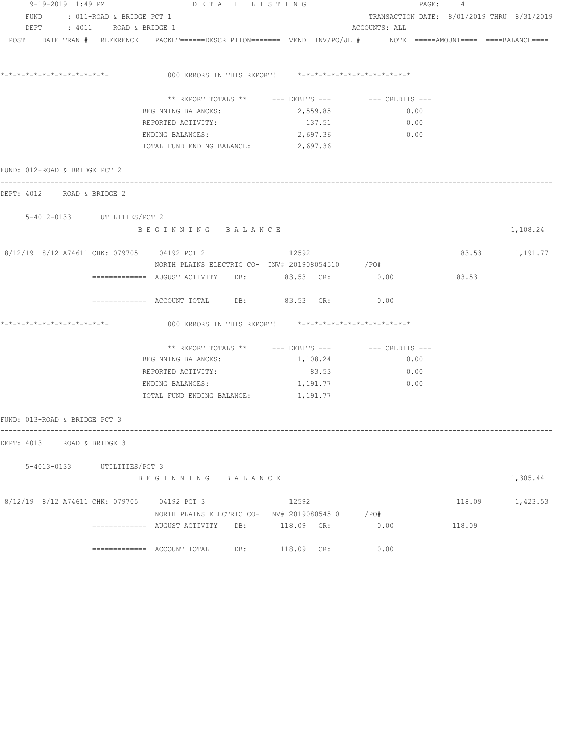9-19-2019 1:49 PM DETAIL LISTING

FUND : 011-ROAD & BRIDGE PCT 1 TRANSACTION DATE: 8/01/2019 THRU 8/31/2019
DEPT : 4011 ROAD & BRIDGE 1 ACCOUNTS: ALL

POST DATE TRAN # REFERENCE PACKET======DESCRIPTION======= VEND INV/PO/JE # NOTE =====AMOUNT==== ====BALANCE====

*-*-*-*-*-*-*-*-*-*-*-*-*-*- 000 ERRORS IN THIS REPORT! *-*-*-*-*-*-*-*-*-*-*-*-*-*

| ** REPORT TOTALS ** | --- DEBITS --- | --- CREDITS --- |
|---|---|---|
| BEGINNING BALANCES: | 2,559.85 | 0.00 |
| REPORTED ACTIVITY: | 137.51 | 0.00 |
| ENDING BALANCES: | 2,697.36 | 0.00 |
| TOTAL FUND ENDING BALANCE: | 2,697.36 | |

FUND: 012-ROAD & BRIDGE PCT 2

DEPT: 4012 ROAD & BRIDGE 2

5-4012-0133 UTILITIES/PCT 2

B E G I N N I N G B A L A N C E 1,108.24

8/12/19 8/12 A74611 CHK: 079705 04192 PCT 2 12592 83.53 1,191.77
NORTH PLAINS ELECTRIC CO- INV# 201908054510 /PO#

============= AUGUST ACTIVITY DB: 83.53 CR: 0.00 83.53

============= ACCOUNT TOTAL DB: 83.53 CR: 0.00

*-*-*-*-*-*-*-*-*-*-*-*-*-*- 000 ERRORS IN THIS REPORT! *-*-*-*-*-*-*-*-*-*-*-*-*-*

| ** REPORT TOTALS ** | --- DEBITS --- | --- CREDITS --- |
|---|---|---|
| BEGINNING BALANCES: | 1,108.24 | 0.00 |
| REPORTED ACTIVITY: | 83.53 | 0.00 |
| ENDING BALANCES: | 1,191.77 | 0.00 |
| TOTAL FUND ENDING BALANCE: | 1,191.77 | |

FUND: 013-ROAD & BRIDGE PCT 3

DEPT: 4013 ROAD & BRIDGE 3

5-4013-0133 UTILITIES/PCT 3

B E G I N N I N G B A L A N C E 1,305.44

8/12/19 8/12 A74611 CHK: 079705 04192 PCT 3 12592 118.09 1,423.53
NORTH PLAINS ELECTRIC CO- INV# 201908054510 /PO#

============= AUGUST ACTIVITY DB: 118.09 CR: 0.00 118.09

============= ACCOUNT TOTAL DB: 118.09 CR: 0.00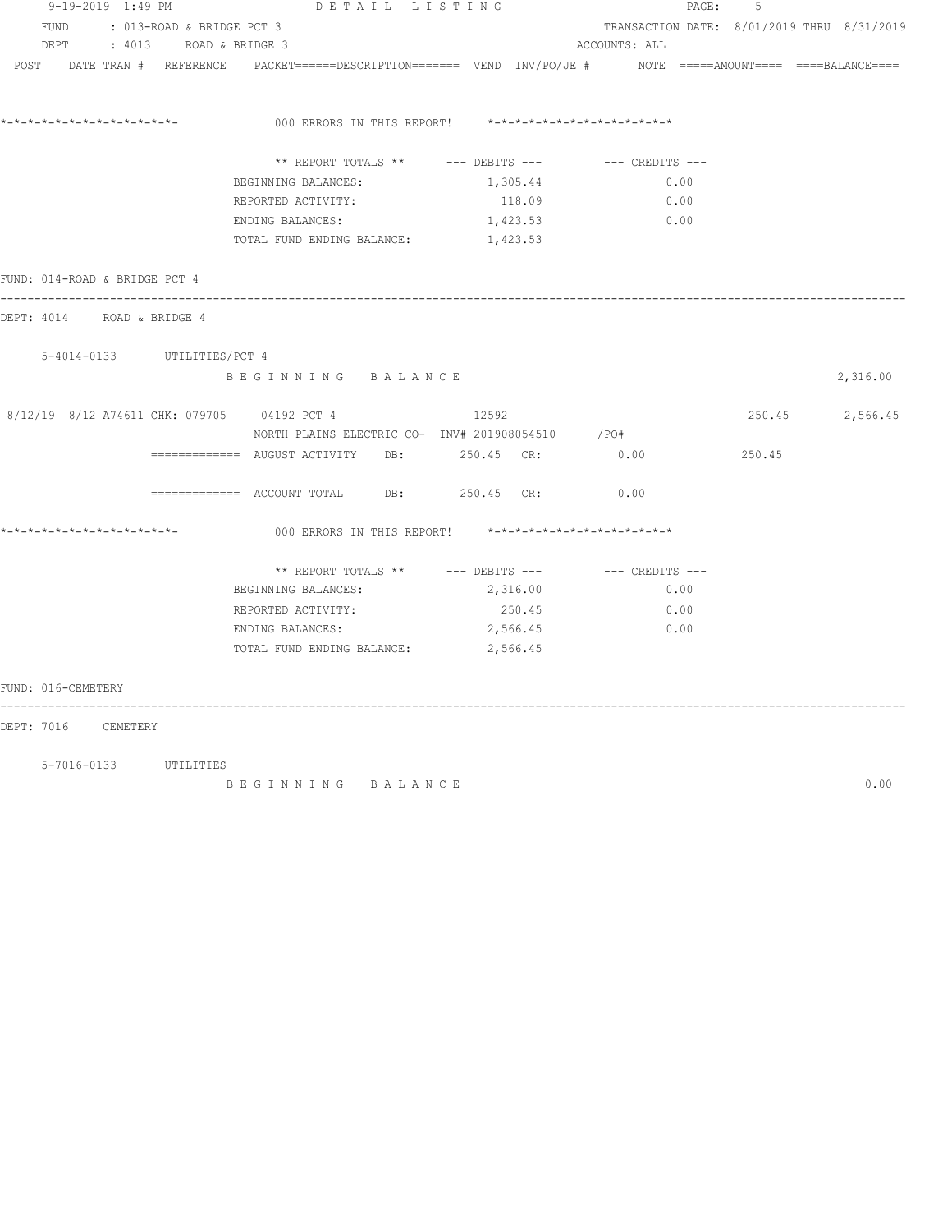9-19-2019 1:49 PM DETAIL LISTING PAGE: 5

FUND : 013-ROAD & BRIDGE PCT 3 TRANSACTION DATE: 8/01/2019 THRU 8/31/2019

DEPT : 4013 ROAD & BRIDGE 3 ACCOUNTS: ALL

POST DATE TRAN # REFERENCE PACKET======DESCRIPTION======= VEND INV/PO/JE # NOTE =====AMOUNT==== ====BALANCE====

*-*-*-*-*-*-*-*-*-*-*-*-*- 000 ERRORS IN THIS REPORT! *-*-*-*-*-*-*-*-*-*-*-*-*-*

| ** REPORT TOTALS ** | --- DEBITS --- | --- CREDITS --- |
|---|---|---|
| BEGINNING BALANCES: | 1,305.44 | 0.00 |
| REPORTED ACTIVITY: | 118.09 | 0.00 |
| ENDING BALANCES: | 1,423.53 | 0.00 |
| TOTAL FUND ENDING BALANCE: | 1,423.53 | |

FUND: 014-ROAD & BRIDGE PCT 4

DEPT: 4014 ROAD & BRIDGE 4

5-4014-0133 UTILITIES/PCT 4

B E G I N N I N G B A L A N C E 2,316.00

| POST | DATE | TRAN # | REFERENCE | PACKET/DESCRIPTION | VEND | INV/PO/JE # | NOTE | AMOUNT | BALANCE |
|---|---|---|---|---|---|---|---|---|---|
| 8/12/19 | 8/12 | A74611 | CHK: 079705 | 04192 PCT 4 | 12592 | | | 250.45 | 2,566.45 |
| | | | | NORTH PLAINS ELECTRIC CO- | | INV# 201908054510 /PO# | | | |

============= AUGUST ACTIVITY DB: 250.45 CR: 0.00 250.45

============= ACCOUNT TOTAL DB: 250.45 CR: 0.00

*-*-*-*-*-*-*-*-*-*-*-*-*- 000 ERRORS IN THIS REPORT! *-*-*-*-*-*-*-*-*-*-*-*-*-*

| ** REPORT TOTALS ** | --- DEBITS --- | --- CREDITS --- |
|---|---|---|
| BEGINNING BALANCES: | 2,316.00 | 0.00 |
| REPORTED ACTIVITY: | 250.45 | 0.00 |
| ENDING BALANCES: | 2,566.45 | 0.00 |
| TOTAL FUND ENDING BALANCE: | 2,566.45 | |

FUND: 016-CEMETERY

DEPT: 7016 CEMETERY

5-7016-0133 UTILITIES

B E G I N N I N G B A L A N C E 0.00